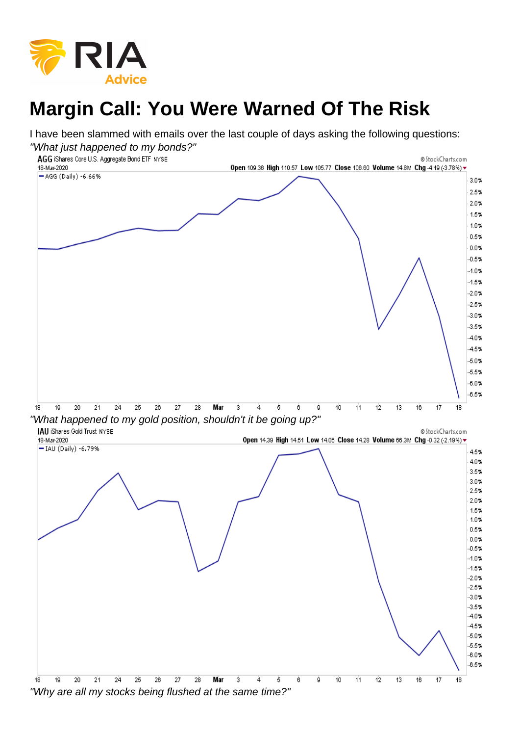# Margin Call: You Were Warned Of The Risk

I have been slammed with emails over the last couple of days asking the following questions:

*"What just happened to my bonds?"*

*"What happened to my gold position, shouldn't it be going up?"*

*"Why are all my stocks being flushed at the same time?"*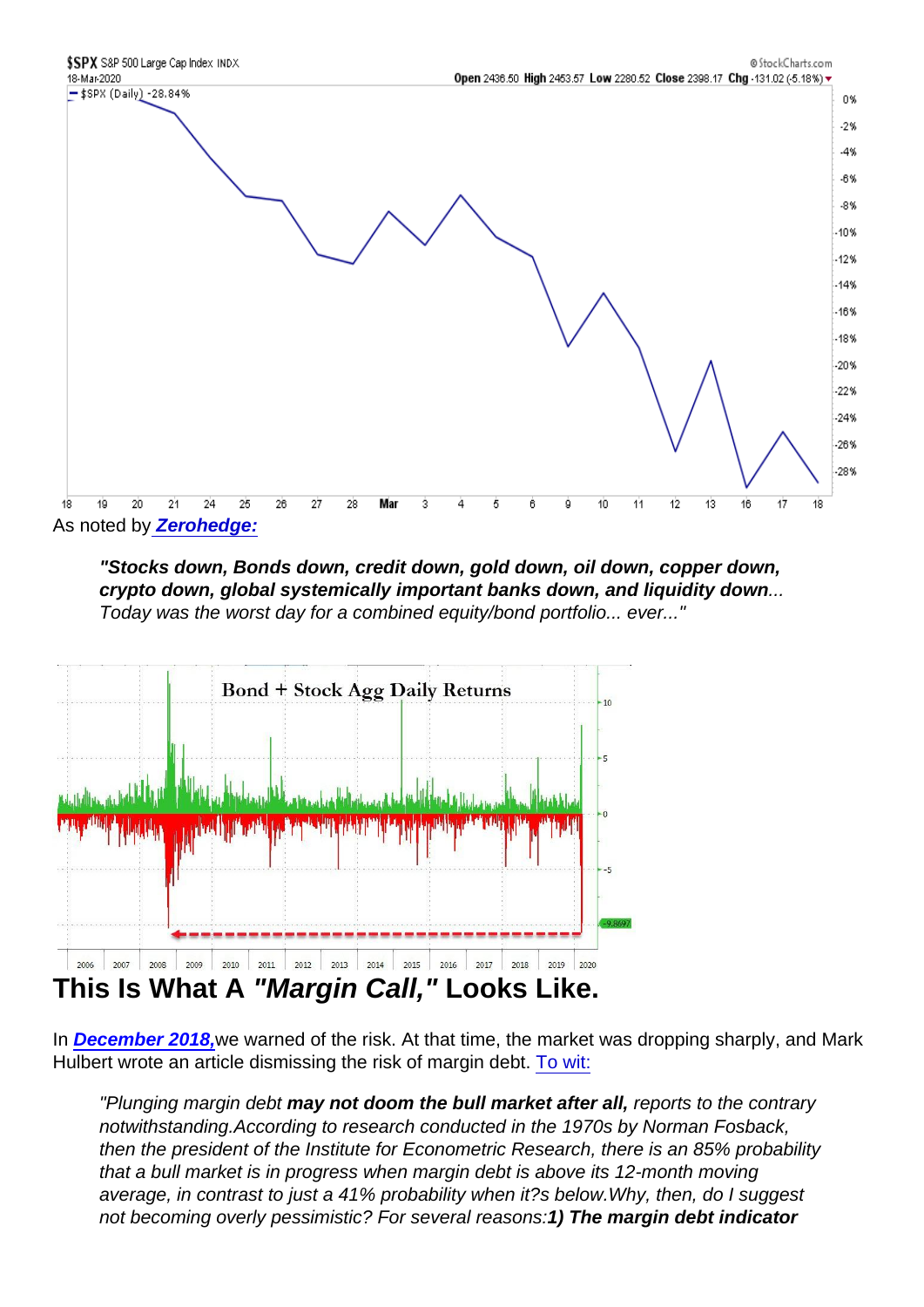As noted by ***Zerohedge:***

> **"Stocks down, Bonds down, credit down, gold down, oil down, copper down, crypto down, global systemically important banks down, and liquidity down**... *Today was the worst day for a combined equity/bond portfolio... ever..."*

# This Is What A *"Margin Call,"* Looks Like.

In ***December 2018,*** we warned of the risk. At that time, the market was dropping sharply, and Mark Hulbert wrote an article dismissing the risk of margin debt. To wit:

> *"Plunging margin debt* ***may not doom the bull market after all,*** *reports to the contrary notwithstanding.According to research conducted in the 1970s by Norman Fosback, then the president of the Institute for Econometric Research, there is an 85% probability that a bull market is in progress when margin debt is above its 12-month moving average, in contrast to just a 41% probability when it?s below.Why, then, do I suggest not becoming overly pessimistic? For several reasons:* ***1) The margin debt indicator***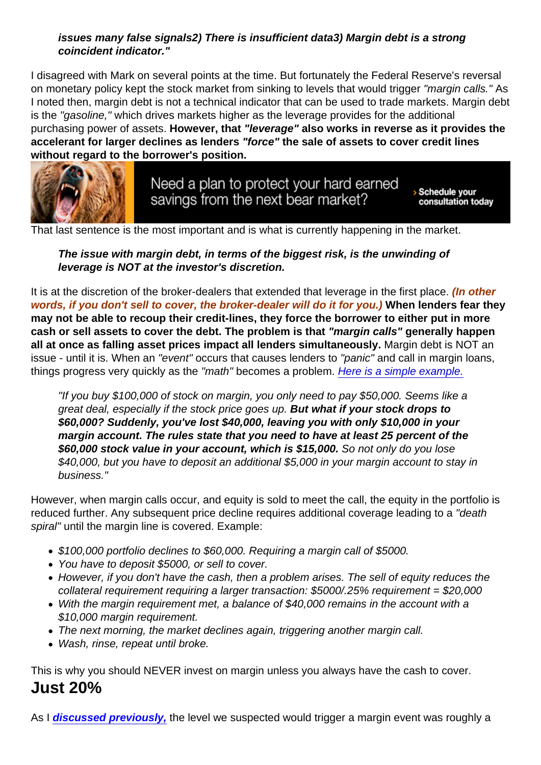> ***issues many false signals2) There is insufficient data3) Margin debt is a strong coincident indicator."***

I disagreed with Mark on several points at the time. But fortunately the Federal Reserve's reversal on monetary policy kept the stock market from sinking to levels that would trigger *"margin calls."* As I noted then, margin debt is not a technical indicator that can be used to trade markets. Margin debt is the *"gasoline,"* which drives markets higher as the leverage provides for the additional purchasing power of assets. **However, that *"leverage"* also works in reverse as it provides the accelerant for larger declines as lenders *"force"* the sale of assets to cover credit lines without regard to the borrower's position.**

Need a plan to protect your hard earned savings from the next bear market? › Schedule your consultation today

That last sentence is the most important and is what is currently happening in the market.

> ***The issue with margin debt, in terms of the biggest risk, is the unwinding of leverage is NOT at the investor's discretion.***

It is at the discretion of the broker-dealers that extended that leverage in the first place. ***(In other words, if you don't sell to cover, the broker-dealer will do it for you.)*** **When lenders fear they may not be able to recoup their credit-lines, they force the borrower to either put in more cash or sell assets to cover the debt. The problem is that *"margin calls"* generally happen all at once as falling asset prices impact all lenders simultaneously.** Margin debt is NOT an issue - until it is. When an *"event"* occurs that causes lenders to *"panic"* and call in margin loans, things progress very quickly as the *"math"* becomes a problem. *Here is a simple example.*

> *"If you buy $100,000 of stock on margin, you only need to pay $50,000. Seems like a great deal, especially if the stock price goes up.* ***But what if your stock drops to $60,000? Suddenly, you've lost $40,000, leaving you with only $10,000 in your margin account. The rules state that you need to have at least 25 percent of the $60,000 stock value in your account, which is $15,000.*** *So not only do you lose $40,000, but you have to deposit an additional $5,000 in your margin account to stay in business."*

However, when margin calls occur, and equity is sold to meet the call, the equity in the portfolio is reduced further. Any subsequent price decline requires additional coverage leading to a *"death spiral"* until the margin line is covered. Example:

- *$100,000 portfolio declines to $60,000. Requiring a margin call of $5000.*
- *You have to deposit $5000, or sell to cover.*
- *However, if you don't have the cash, then a problem arises. The sell of equity reduces the collateral requirement requiring a larger transaction: $5000/.25% requirement = $20,000*
- *With the margin requirement met, a balance of $40,000 remains in the account with a $10,000 margin requirement.*
- *The next morning, the market declines again, triggering another margin call.*
- *Wash, rinse, repeat until broke.*

This is why you should NEVER invest on margin unless you always have the cash to cover.

## Just 20%

As I ***discussed previously,*** the level we suspected would trigger a margin event was roughly a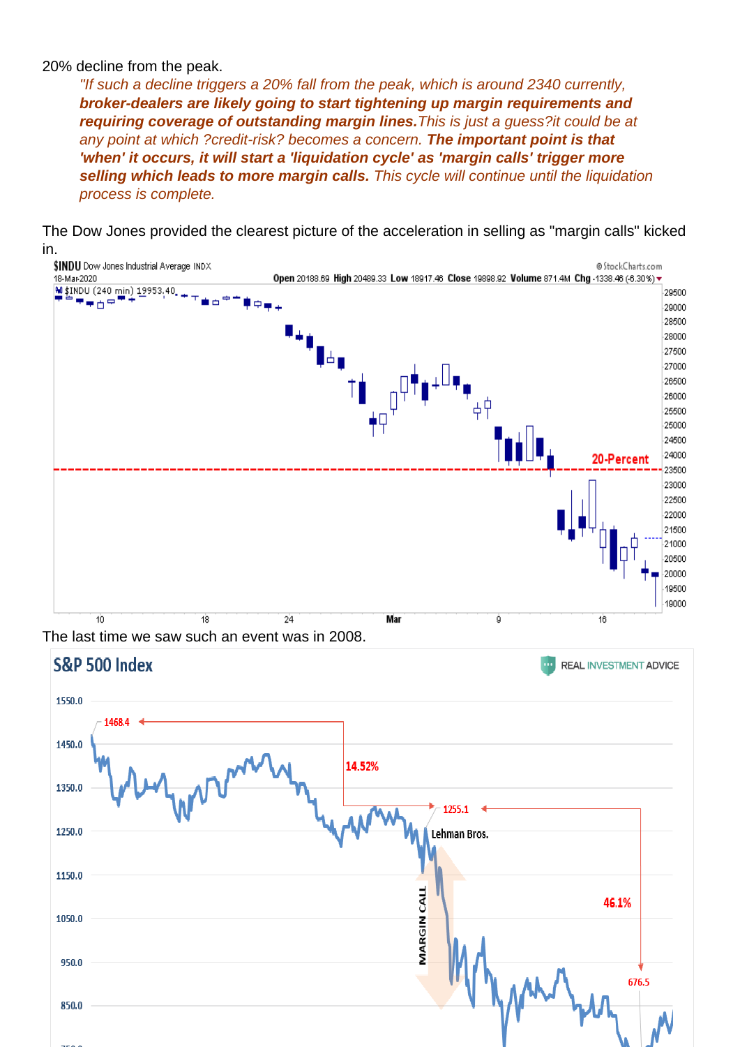20% decline from the peak.

> *"If such a decline triggers a 20% fall from the peak, which is around 2340 currently, **broker-dealers are likely going to start tightening up margin requirements and requiring coverage of outstanding margin lines.** This is just a guess?it could be at any point at which ?credit-risk? becomes a concern. **The important point is that 'when' it occurs, it will start a 'liquidation cycle' as 'margin calls' trigger more selling which leads to more margin calls.** This cycle will continue until the liquidation process is complete.*

The Dow Jones provided the clearest picture of the acceleration in selling as "margin calls" kicked in.

The last time we saw such an event was in 2008.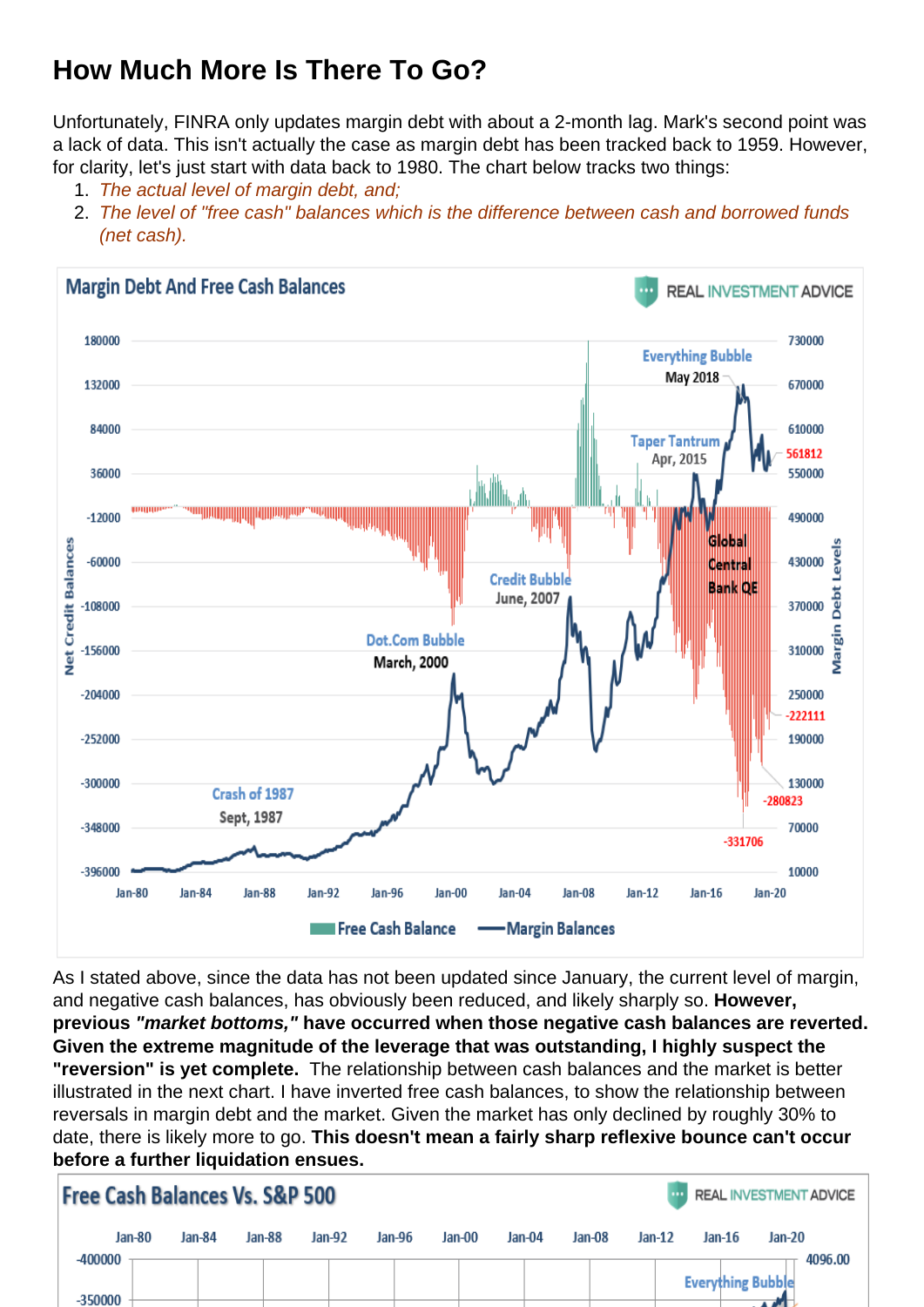## How Much More Is There To Go?

Unfortunately, FINRA only updates margin debt with about a 2-month lag. Mark's second point was a lack of data. This isn't actually the case as margin debt has been tracked back to 1959. However, for clarity, let's just start with data back to 1980. The chart below tracks two things:

1. *The actual level of margin debt, and;*
2. *The level of "free cash" balances which is the difference between cash and borrowed funds (net cash).*

As I stated above, since the data has not been updated since January, the current level of margin, and negative cash balances, has obviously been reduced, and likely sharply so. **However, previous *"market bottoms,"* have occurred when those negative cash balances are reverted. Given the extreme magnitude of the leverage that was outstanding, I highly suspect the "reversion" is yet complete.** The relationship between cash balances and the market is better illustrated in the next chart. I have inverted free cash balances, to show the relationship between reversals in margin debt and the market. Given the market has only declined by roughly 30% to date, there is likely more to go. **This doesn't mean a fairly sharp reflexive bounce can't occur before a further liquidation ensues.**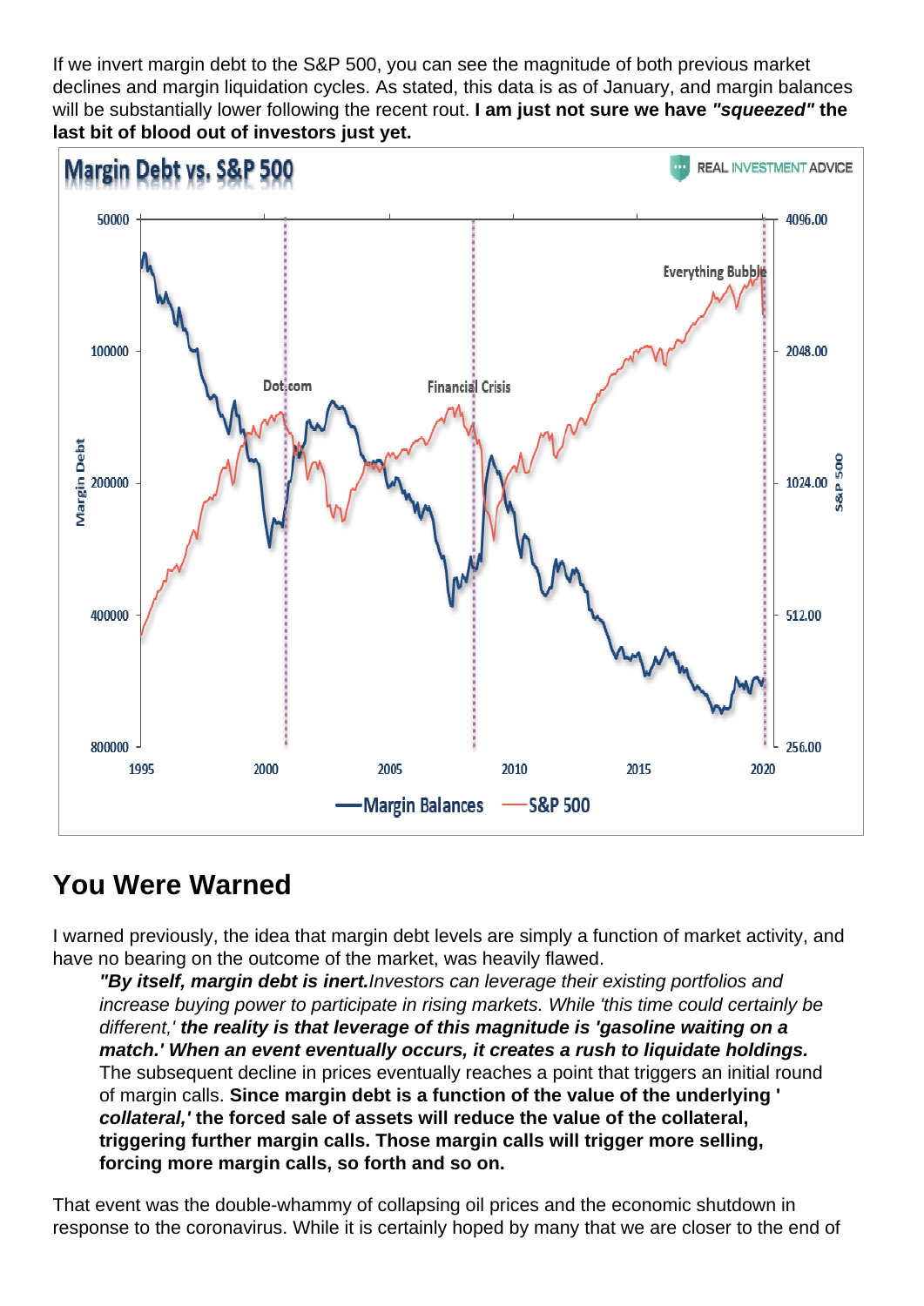If we invert margin debt to the S&P 500, you can see the magnitude of both previous market declines and margin liquidation cycles. As stated, this data is as of January, and margin balances will be substantially lower following the recent rout. **I am just not sure we have *"squeezed"* the last bit of blood out of investors just yet.**

## You Were Warned

I warned previously, the idea that margin debt levels are simply a function of market activity, and have no bearing on the outcome of the market, was heavily flawed.

> ***"By itself, margin debt is inert.*** *Investors can leverage their existing portfolios and increase buying power to participate in rising markets. While 'this time could certainly be different,'* ***the reality is that leverage of this magnitude is 'gasoline waiting on a match.' When an event eventually occurs, it creates a rush to liquidate holdings.*** The subsequent decline in prices eventually reaches a point that triggers an initial round of margin calls. **Since margin debt is a function of the value of the underlying '*collateral,*' the forced sale of assets will reduce the value of the collateral, triggering further margin calls. Those margin calls will trigger more selling, forcing more margin calls, so forth and so on.**

That event was the double-whammy of collapsing oil prices and the economic shutdown in response to the coronavirus. While it is certainly hoped by many that we are closer to the end of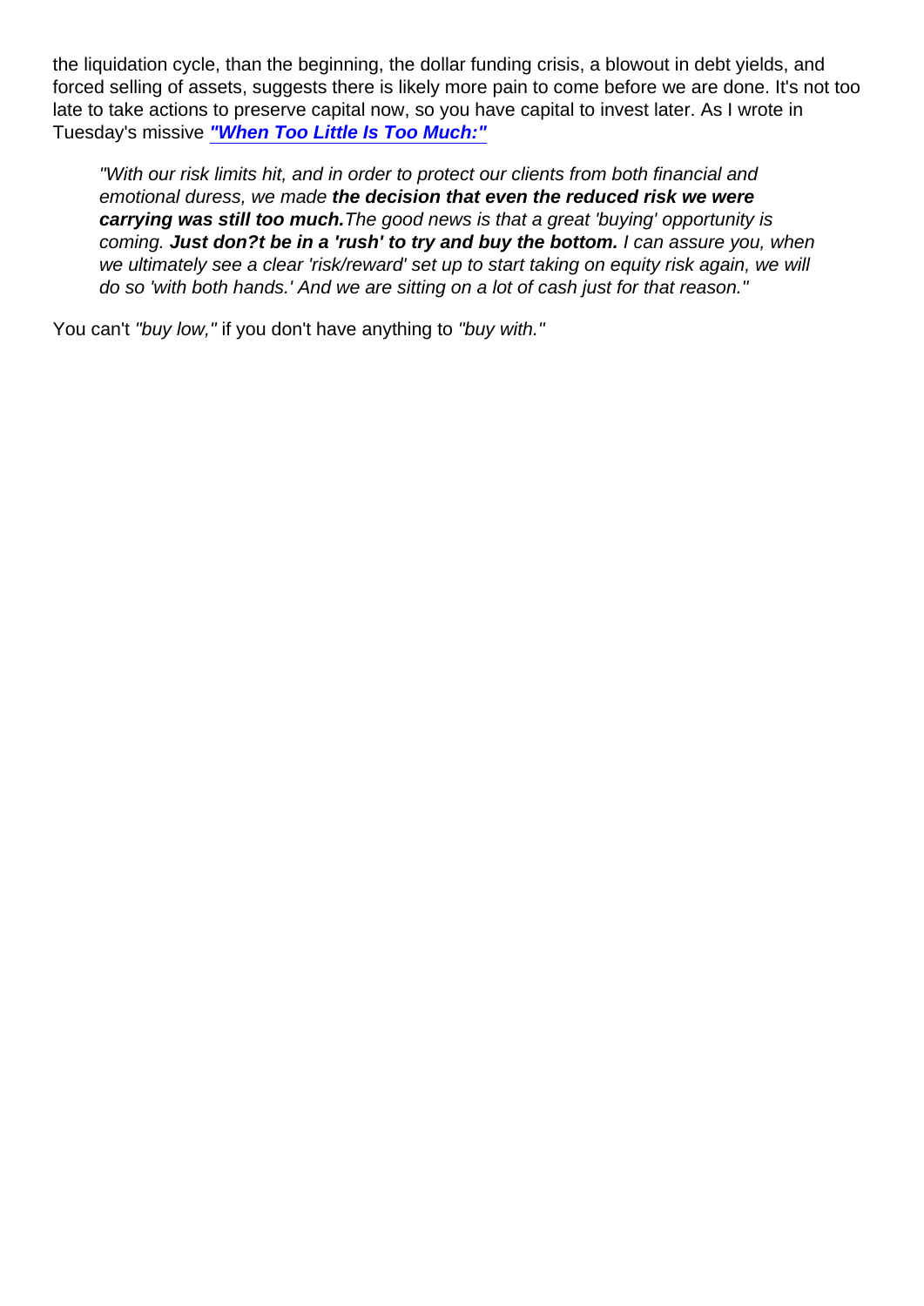the liquidation cycle, than the beginning, the dollar funding crisis, a blowout in debt yields, and forced selling of assets, suggests there is likely more pain to come before we are done. It's not too late to take actions to preserve capital now, so you have capital to invest later. As I wrote in Tuesday's missive **["When Too Little Is Too Much:"]()**

> *"With our risk limits hit, and in order to protect our clients from both financial and emotional duress, we made* ***the decision that even the reduced risk we were carrying was still too much.*** *The good news is that a great 'buying' opportunity is coming.* ***Just don?t be in a 'rush' to try and buy the bottom.*** *I can assure you, when we ultimately see a clear 'risk/reward' set up to start taking on equity risk again, we will do so 'with both hands.' And we are sitting on a lot of cash just for that reason."*

You can't *"buy low,"* if you don't have anything to *"buy with."*